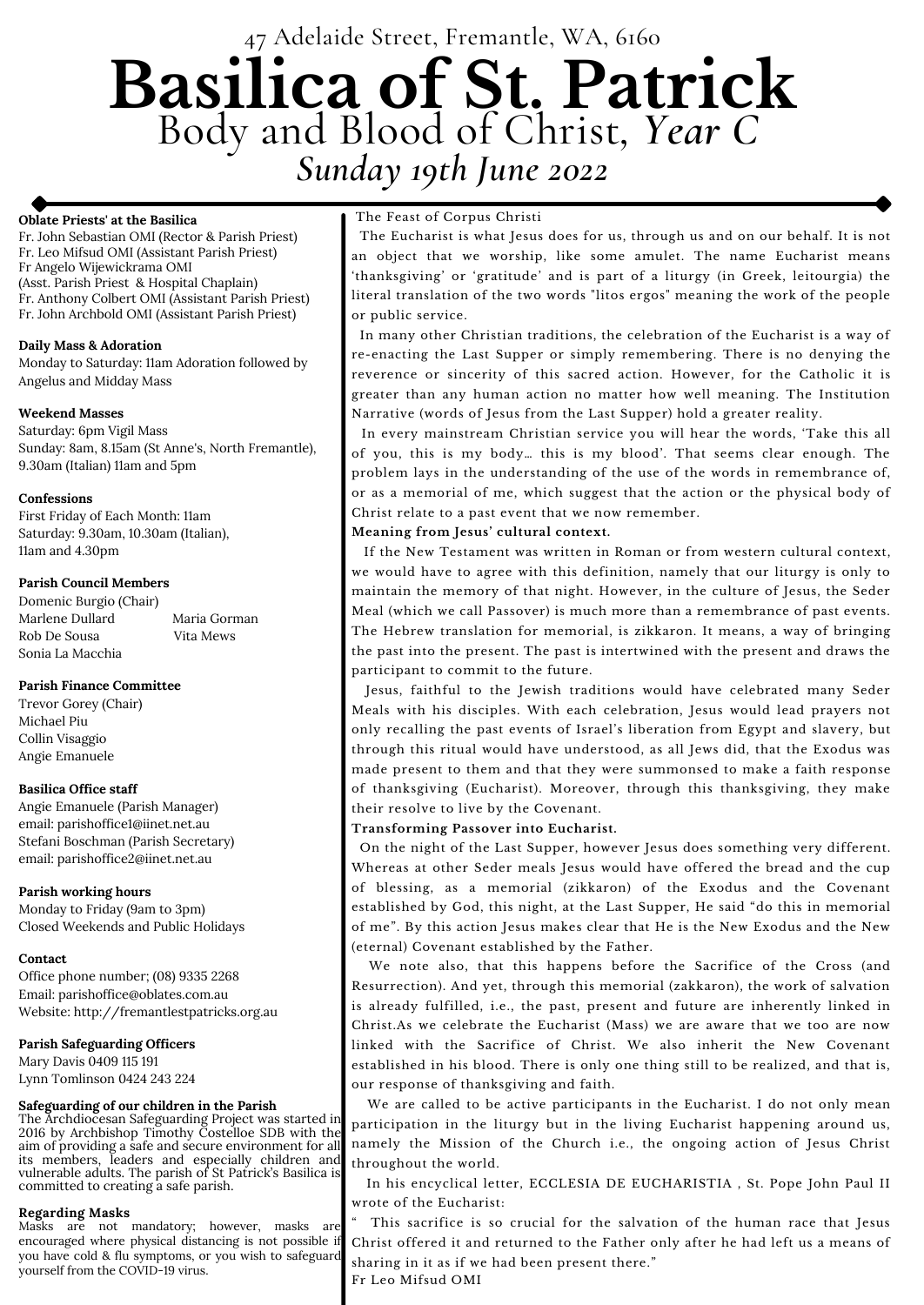47 Adelaide Street, Fremantle, WA, 6160

# Basilica of St. Patrick

## Body and Blood of Christ, *Year C*

## *Sunday 19th June 2022*

**Oblate Priests' at the Basilica**
Fr. John Sebastian OMI (Rector & Parish Priest)
Fr. Leo Mifsud OMI (Assistant Parish Priest)
Fr Angelo Wijewickrama OMI
(Asst. Parish Priest & Hospital Chaplain)
Fr. Anthony Colbert OMI (Assistant Parish Priest)
Fr. John Archbold OMI (Assistant Parish Priest)

**Daily Mass & Adoration**
Monday to Saturday: 11am Adoration followed by Angelus and Midday Mass

**Weekend Masses**
Saturday: 6pm Vigil Mass
Sunday: 8am, 8.15am (St Anne's, North Fremantle), 9.30am (Italian) 11am and 5pm

**Confessions**
First Friday of Each Month: 11am
Saturday: 9.30am, 10.30am (Italian), 11am and 4.30pm

**Parish Council Members**
Domenic Burgio (Chair)
Marlene Dullard
Maria Gorman
Rob De Sousa
Vita Mews
Sonia La Macchia

**Parish Finance Committee**
Trevor Gorey (Chair)
Michael Piu
Collin Visaggio
Angie Emanuele

**Basilica Office staff**
Angie Emanuele (Parish Manager)
email: parishoffice1@iinet.net.au
Stefani Boschman (Parish Secretary)
email: parishoffice2@iinet.net.au

**Parish working hours**
Monday to Friday (9am to 3pm)
Closed Weekends and Public Holidays

**Contact**
Office phone number; (08) 9335 2268
Email: parishoffice@oblates.com.au
Website: http://fremantlestpatricks.org.au

**Parish Safeguarding Officers**
Mary Davis 0409 115 191
Lynn Tomlinson 0424 243 224

**Safeguarding of our children in the Parish**
The Archdiocesan Safeguarding Project was started in 2016 by Archbishop Timothy Costelloe SDB with the aim of providing a safe and secure environment for all its members, leaders and especially children and vulnerable adults. The parish of St Patrick's Basilica is committed to creating a safe parish.

**Regarding Masks**
Masks are not mandatory; however, masks are encouraged where physical distancing is not possible if you have cold & flu symptoms, or you wish to safeguard yourself from the COVID-19 virus.

The Feast of Corpus Christi

The Eucharist is what Jesus does for us, through us and on our behalf. It is not an object that we worship, like some amulet. The name Eucharist means 'thanksgiving' or 'gratitude' and is part of a liturgy (in Greek, leitourgia) the literal translation of the two words "litos ergos" meaning the work of the people or public service.

In many other Christian traditions, the celebration of the Eucharist is a way of re-enacting the Last Supper or simply remembering. There is no denying the reverence or sincerity of this sacred action. However, for the Catholic it is greater than any human action no matter how well meaning. The Institution Narrative (words of Jesus from the Last Supper) hold a greater reality.

In every mainstream Christian service you will hear the words, 'Take this all of you, this is my body… this is my blood'. That seems clear enough. The problem lays in the understanding of the use of the words in remembrance of, or as a memorial of me, which suggest that the action or the physical body of Christ relate to a past event that we now remember.

**Meaning from Jesus' cultural context.**

If the New Testament was written in Roman or from western cultural context, we would have to agree with this definition, namely that our liturgy is only to maintain the memory of that night. However, in the culture of Jesus, the Seder Meal (which we call Passover) is much more than a remembrance of past events. The Hebrew translation for memorial, is zikkaron. It means, a way of bringing the past into the present. The past is intertwined with the present and draws the participant to commit to the future.

Jesus, faithful to the Jewish traditions would have celebrated many Seder Meals with his disciples. With each celebration, Jesus would lead prayers not only recalling the past events of Israel's liberation from Egypt and slavery, but through this ritual would have understood, as all Jews did, that the Exodus was made present to them and that they were summonsed to make a faith response of thanksgiving (Eucharist). Moreover, through this thanksgiving, they make their resolve to live by the Covenant.

**Transforming Passover into Eucharist.**

On the night of the Last Supper, however Jesus does something very different. Whereas at other Seder meals Jesus would have offered the bread and the cup of blessing, as a memorial (zikkaron) of the Exodus and the Covenant established by God, this night, at the Last Supper, He said "do this in memorial of me". By this action Jesus makes clear that He is the New Exodus and the New (eternal) Covenant established by the Father.

We note also, that this happens before the Sacrifice of the Cross (and Resurrection). And yet, through this memorial (zakkaron), the work of salvation is already fulfilled, i.e., the past, present and future are inherently linked in Christ.As we celebrate the Eucharist (Mass) we are aware that we too are now linked with the Sacrifice of Christ. We also inherit the New Covenant established in his blood. There is only one thing still to be realized, and that is, our response of thanksgiving and faith.

We are called to be active participants in the Eucharist. I do not only mean participation in the liturgy but in the living Eucharist happening around us, namely the Mission of the Church i.e., the ongoing action of Jesus Christ throughout the world.

In his encyclical letter, ECCLESIA DE EUCHARISTIA , St. Pope John Paul II wrote of the Eucharist:

" This sacrifice is so crucial for the salvation of the human race that Jesus Christ offered it and returned to the Father only after he had left us a means of sharing in it as if we had been present there."

Fr Leo Mifsud OMI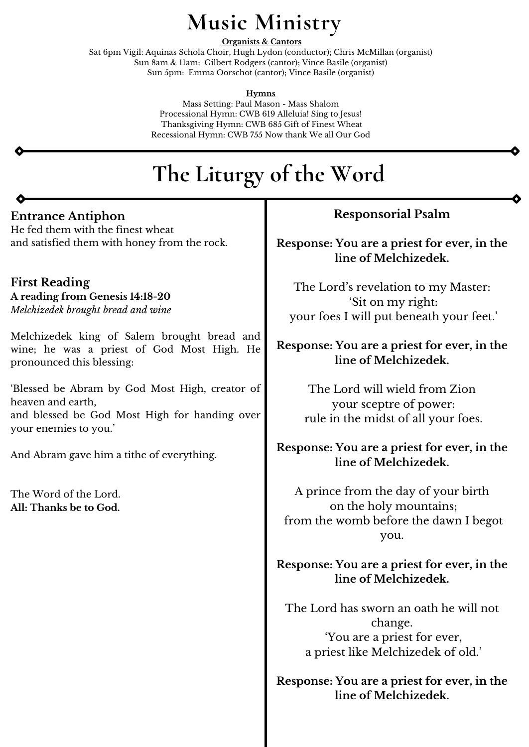# Music Ministry

**Organists & Cantors**

Sat 6pm Vigil: Aquinas Schola Choir, Hugh Lydon (conductor); Chris McMillan (organist)
Sun 8am & 11am: Gilbert Rodgers (cantor); Vince Basile (organist)
Sun 5pm: Emma Oorschot (cantor); Vince Basile (organist)

**Hymns**

Mass Setting: Paul Mason - Mass Shalom
Processional Hymn: CWB 619 Alleluia! Sing to Jesus!
Thanksgiving Hymn: CWB 685 Gift of Finest Wheat
Recessional Hymn: CWB 755 Now thank We all Our God

# The Liturgy of the Word

## Entrance Antiphon

He fed them with the finest wheat
and satisfied them with honey from the rock.

## First Reading

**A reading from Genesis 14:18-20**
*Melchizedek brought bread and wine*

Melchizedek king of Salem brought bread and wine; he was a priest of God Most High. He pronounced this blessing:

'Blessed be Abram by God Most High, creator of heaven and earth,
and blessed be God Most High for handing over your enemies to you.'

And Abram gave him a tithe of everything.

The Word of the Lord.
**All: Thanks be to God.**

## Responsorial Psalm

**Response: You are a priest for ever, in the line of Melchizedek.**

The Lord's revelation to my Master:
'Sit on my right:
your foes I will put beneath your feet.'

**Response: You are a priest for ever, in the line of Melchizedek.**

The Lord will wield from Zion
your sceptre of power:
rule in the midst of all your foes.

**Response: You are a priest for ever, in the line of Melchizedek.**

A prince from the day of your birth
on the holy mountains;
from the womb before the dawn I begot you.

**Response: You are a priest for ever, in the line of Melchizedek.**

The Lord has sworn an oath he will not change.
'You are a priest for ever,
a priest like Melchizedek of old.'

**Response: You are a priest for ever, in the line of Melchizedek.**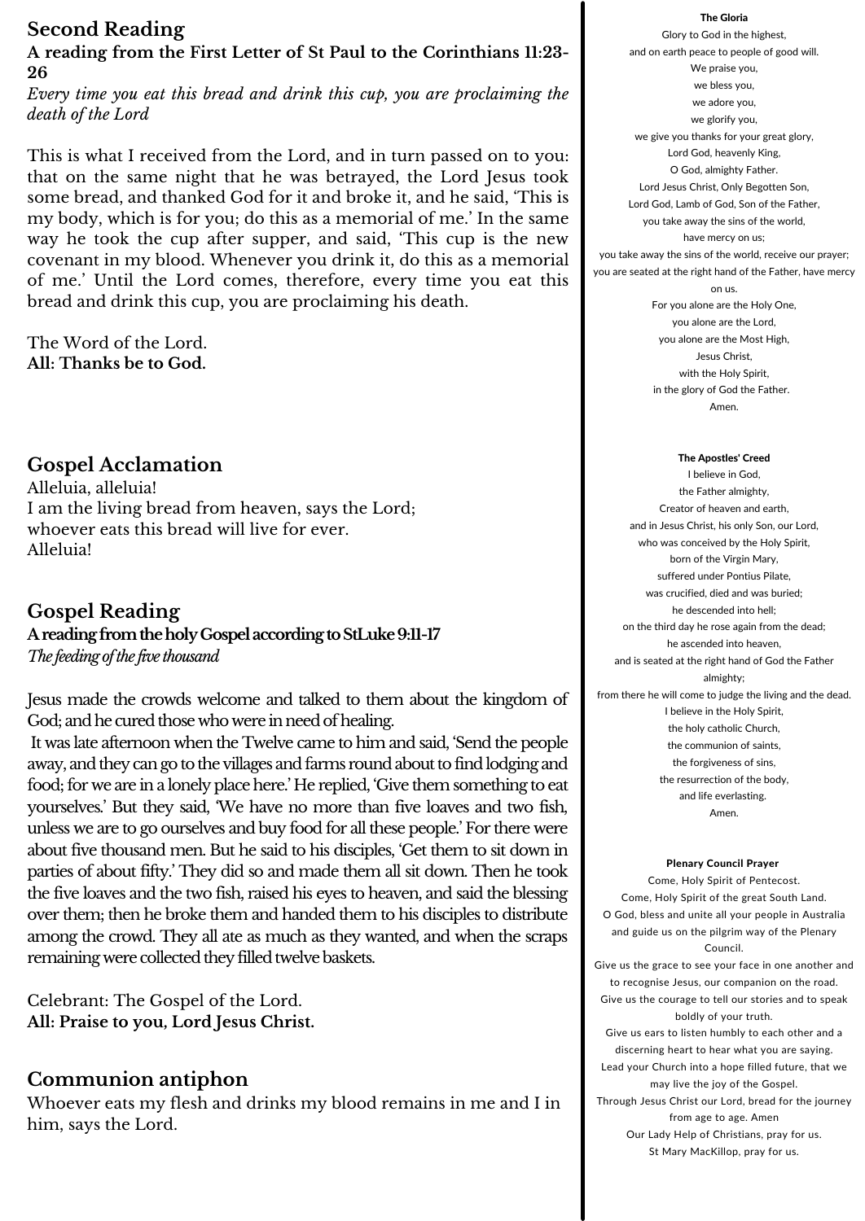## Second Reading

**A reading from the First Letter of St Paul to the Corinthians 11:23-26**

*Every time you eat this bread and drink this cup, you are proclaiming the death of the Lord*

This is what I received from the Lord, and in turn passed on to you: that on the same night that he was betrayed, the Lord Jesus took some bread, and thanked God for it and broke it, and he said, 'This is my body, which is for you; do this as a memorial of me.' In the same way he took the cup after supper, and said, 'This cup is the new covenant in my blood. Whenever you drink it, do this as a memorial of me.' Until the Lord comes, therefore, every time you eat this bread and drink this cup, you are proclaiming his death.

The Word of the Lord.
**All: Thanks be to God.**

## Gospel Acclamation

Alleluia, alleluia!
I am the living bread from heaven, says the Lord;
whoever eats this bread will live for ever.
Alleluia!

## Gospel Reading

**A reading from the holy Gospel according to St Luke 9:11-17**

*The feeding of the five thousand*

Jesus made the crowds welcome and talked to them about the kingdom of God; and he cured those who were in need of healing.

It was late afternoon when the Twelve came to him and said, 'Send the people away, and they can go to the villages and farms round about to find lodging and food; for we are in a lonely place here.' He replied, 'Give them something to eat yourselves.' But they said, 'We have no more than five loaves and two fish, unless we are to go ourselves and buy food for all these people.' For there were about five thousand men. But he said to his disciples, 'Get them to sit down in parties of about fifty.' They did so and made them all sit down. Then he took the five loaves and the two fish, raised his eyes to heaven, and said the blessing over them; then he broke them and handed them to his disciples to distribute among the crowd. They all ate as much as they wanted, and when the scraps remaining were collected they filled twelve baskets.

Celebrant: The Gospel of the Lord.
**All: Praise to you, Lord Jesus Christ.**

## Communion antiphon

Whoever eats my flesh and drinks my blood remains in me and I in him, says the Lord.

**The Gloria**

Glory to God in the highest,
and on earth peace to people of good will.
We praise you,
we bless you,
we adore you,
we glorify you,
we give you thanks for your great glory,
Lord God, heavenly King,
O God, almighty Father.
Lord Jesus Christ, Only Begotten Son,
Lord God, Lamb of God, Son of the Father,
you take away the sins of the world,
have mercy on us;
you take away the sins of the world, receive our prayer;
you are seated at the right hand of the Father, have mercy on us.
For you alone are the Holy One,
you alone are the Lord,
you alone are the Most High,
Jesus Christ,
with the Holy Spirit,
in the glory of God the Father.
Amen.

**The Apostles' Creed**

I believe in God,
the Father almighty,
Creator of heaven and earth,
and in Jesus Christ, his only Son, our Lord,
who was conceived by the Holy Spirit,
born of the Virgin Mary,
suffered under Pontius Pilate,
was crucified, died and was buried;
he descended into hell;
on the third day he rose again from the dead;
he ascended into heaven,
and is seated at the right hand of God the Father almighty;
from there he will come to judge the living and the dead.
I believe in the Holy Spirit,
the holy catholic Church,
the communion of saints,
the forgiveness of sins,
the resurrection of the body,
and life everlasting.
Amen.

**Plenary Council Prayer**

Come, Holy Spirit of Pentecost.
Come, Holy Spirit of the great South Land.
O God, bless and unite all your people in Australia and guide us on the pilgrim way of the Plenary Council.
Give us the grace to see your face in one another and to recognise Jesus, our companion on the road.
Give us the courage to tell our stories and to speak boldly of your truth.
Give us ears to listen humbly to each other and a discerning heart to hear what you are saying.
Lead your Church into a hope filled future, that we may live the joy of the Gospel.
Through Jesus Christ our Lord, bread for the journey from age to age. Amen
Our Lady Help of Christians, pray for us.
St Mary MacKillop, pray for us.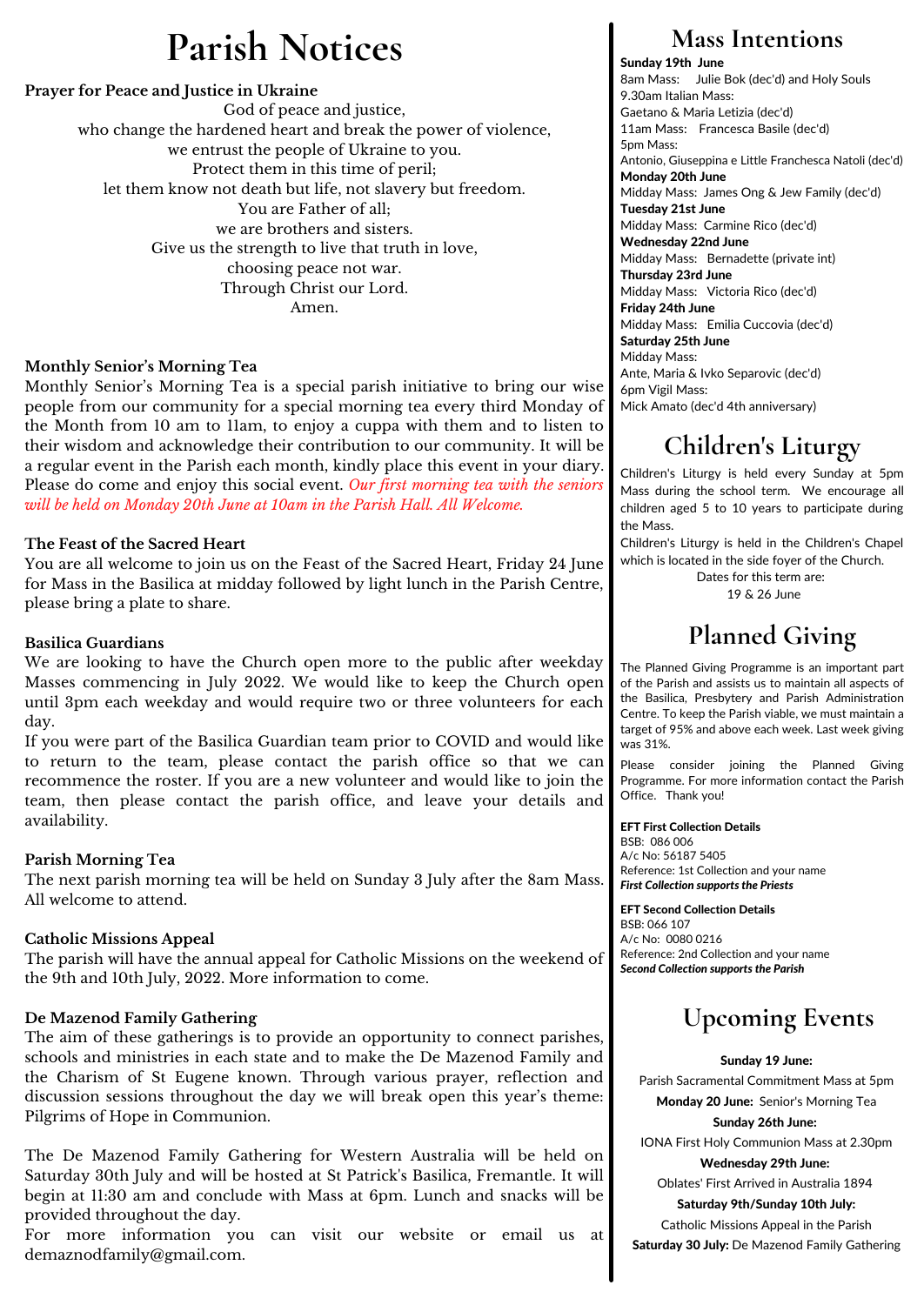# Parish Notices

**Prayer for Peace and Justice in Ukraine**

God of peace and justice,
who change the hardened heart and break the power of violence,
we entrust the people of Ukraine to you.
Protect them in this time of peril;
let them know not death but life, not slavery but freedom.
You are Father of all;
we are brothers and sisters.
Give us the strength to live that truth in love,
choosing peace not war.
Through Christ our Lord.
Amen.

**Monthly Senior's Morning Tea**

Monthly Senior's Morning Tea is a special parish initiative to bring our wise people from our community for a special morning tea every third Monday of the Month from 10 am to 11am, to enjoy a cuppa with them and to listen to their wisdom and acknowledge their contribution to our community. It will be a regular event in the Parish each month, kindly place this event in your diary. Please do come and enjoy this social event. *Our first morning tea with the seniors will be held on Monday 20th June at 10am in the Parish Hall. All Welcome.*

**The Feast of the Sacred Heart**

You are all welcome to join us on the Feast of the Sacred Heart, Friday 24 June for Mass in the Basilica at midday followed by light lunch in the Parish Centre, please bring a plate to share.

**Basilica Guardians**

We are looking to have the Church open more to the public after weekday Masses commencing in July 2022. We would like to keep the Church open until 3pm each weekday and would require two or three volunteers for each day.

If you were part of the Basilica Guardian team prior to COVID and would like to return to the team, please contact the parish office so that we can recommence the roster. If you are a new volunteer and would like to join the team, then please contact the parish office, and leave your details and availability.

**Parish Morning Tea**

The next parish morning tea will be held on Sunday 3 July after the 8am Mass. All welcome to attend.

**Catholic Missions Appeal**

The parish will have the annual appeal for Catholic Missions on the weekend of the 9th and 10th July, 2022. More information to come.

**De Mazenod Family Gathering**

The aim of these gatherings is to provide an opportunity to connect parishes, schools and ministries in each state and to make the De Mazenod Family and the Charism of St Eugene known. Through various prayer, reflection and discussion sessions throughout the day we will break open this year's theme: Pilgrims of Hope in Communion.

The De Mazenod Family Gathering for Western Australia will be held on Saturday 30th July and will be hosted at St Patrick's Basilica, Fremantle. It will begin at 11:30 am and conclude with Mass at 6pm. Lunch and snacks will be provided throughout the day.

For more information you can visit our website or email us at demaznodfamily@gmail.com.

# Mass Intentions

**Sunday 19th June**
8am Mass: Julie Bok (dec'd) and Holy Souls
9.30am Italian Mass:
Gaetano & Maria Letizia (dec'd)
11am Mass: Francesca Basile (dec'd)
5pm Mass:
Antonio, Giuseppina e Little Franchesca Natoli (dec'd)

**Monday 20th June**
Midday Mass: James Ong & Jew Family (dec'd)

**Tuesday 21st June**
Midday Mass: Carmine Rico (dec'd)

**Wednesday 22nd June**
Midday Mass: Bernadette (private int)

**Thursday 23rd June**
Midday Mass: Victoria Rico (dec'd)

**Friday 24th June**
Midday Mass: Emilia Cuccovia (dec'd)

**Saturday 25th June**
Midday Mass:
Ante, Maria & Ivko Separovic (dec'd)
6pm Vigil Mass:
Mick Amato (dec'd 4th anniversary)

# Children's Liturgy

Children's Liturgy is held every Sunday at 5pm Mass during the school term. We encourage all children aged 5 to 10 years to participate during the Mass.

Children's Liturgy is held in the Children's Chapel which is located in the side foyer of the Church.

Dates for this term are:
19 & 26 June

# Planned Giving

The Planned Giving Programme is an important part of the Parish and assists us to maintain all aspects of the Basilica, Presbytery and Parish Administration Centre. To keep the Parish viable, we must maintain a target of 95% and above each week. Last week giving was 31%.

Please consider joining the Planned Giving Programme. For more information contact the Parish Office. Thank you!

**EFT First Collection Details**
BSB: 086 006
A/c No: 56187 5405
Reference: 1st Collection and your name
***First Collection supports the Priests***

**EFT Second Collection Details**
BSB: 066 107
A/c No: 0080 0216
Reference: 2nd Collection and your name
***Second Collection supports the Parish***

# Upcoming Events

**Sunday 19 June:**
Parish Sacramental Commitment Mass at 5pm

**Monday 20 June:** Senior's Morning Tea

**Sunday 26th June:**
IONA First Holy Communion Mass at 2.30pm

**Wednesday 29th June:**
Oblates' First Arrived in Australia 1894

**Saturday 9th/Sunday 10th July:**
Catholic Missions Appeal in the Parish

**Saturday 30 July:** De Mazenod Family Gathering